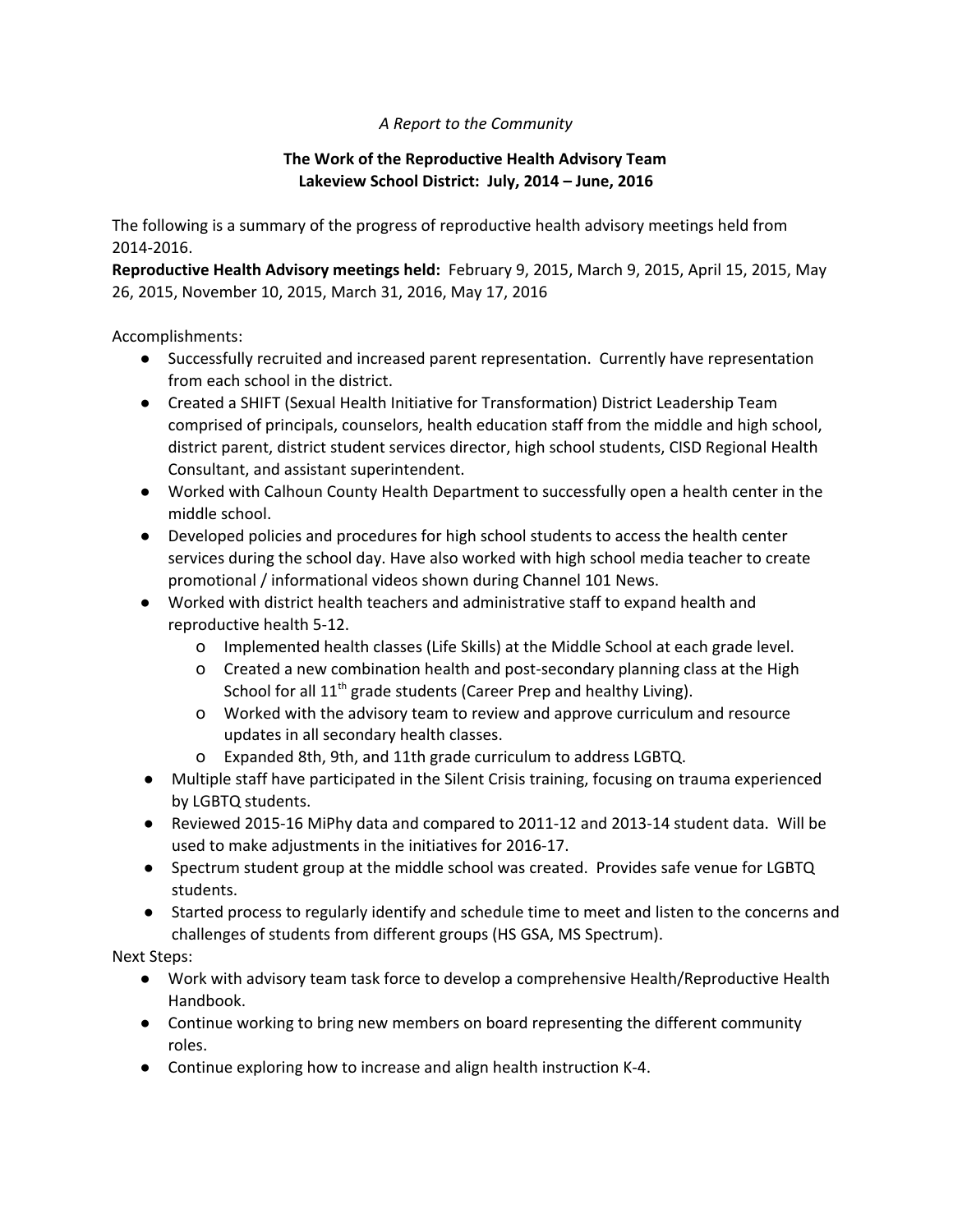*A Report to the Community*

**The Work of the Reproductive Health Advisory Team**
**Lakeview School District: July, 2014 – June, 2016**

The following is a summary of the progress of reproductive health advisory meetings held from 2014-2016.
**Reproductive Health Advisory meetings held:** February 9, 2015, March 9, 2015, April 15, 2015, May 26, 2015, November 10, 2015, March 31, 2016, May 17, 2016

Accomplishments:

- Successfully recruited and increased parent representation. Currently have representation from each school in the district.
- Created a SHIFT (Sexual Health Initiative for Transformation) District Leadership Team comprised of principals, counselors, health education staff from the middle and high school, district parent, district student services director, high school students, CISD Regional Health Consultant, and assistant superintendent.
- Worked with Calhoun County Health Department to successfully open a health center in the middle school.
- Developed policies and procedures for high school students to access the health center services during the school day. Have also worked with high school media teacher to create promotional / informational videos shown during Channel 101 News.
- Worked with district health teachers and administrative staff to expand health and reproductive health 5-12.
    - Implemented health classes (Life Skills) at the Middle School at each grade level.
    - Created a new combination health and post-secondary planning class at the High School for all 11th grade students (Career Prep and healthy Living).
    - Worked with the advisory team to review and approve curriculum and resource updates in all secondary health classes.
    - Expanded 8th, 9th, and 11th grade curriculum to address LGBTQ.
- Multiple staff have participated in the Silent Crisis training, focusing on trauma experienced by LGBTQ students.
- Reviewed 2015-16 MiPhy data and compared to 2011-12 and 2013-14 student data. Will be used to make adjustments in the initiatives for 2016-17.
- Spectrum student group at the middle school was created. Provides safe venue for LGBTQ students.
- Started process to regularly identify and schedule time to meet and listen to the concerns and challenges of students from different groups (HS GSA, MS Spectrum).

Next Steps:

- Work with advisory team task force to develop a comprehensive Health/Reproductive Health Handbook.
- Continue working to bring new members on board representing the different community roles.
- Continue exploring how to increase and align health instruction K-4.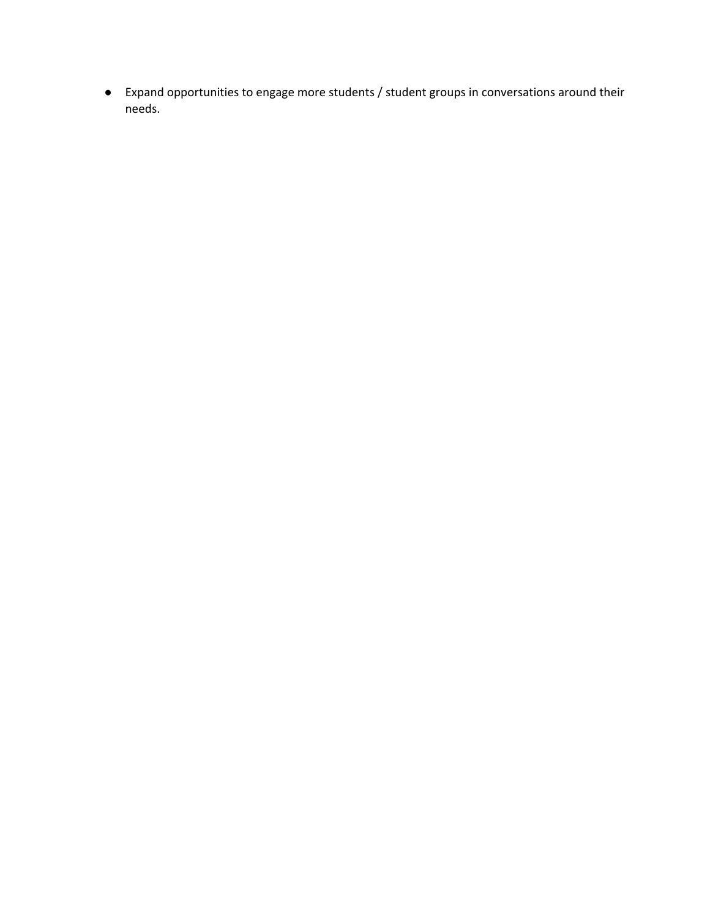- Expand opportunities to engage more students / student groups in conversations around their needs.